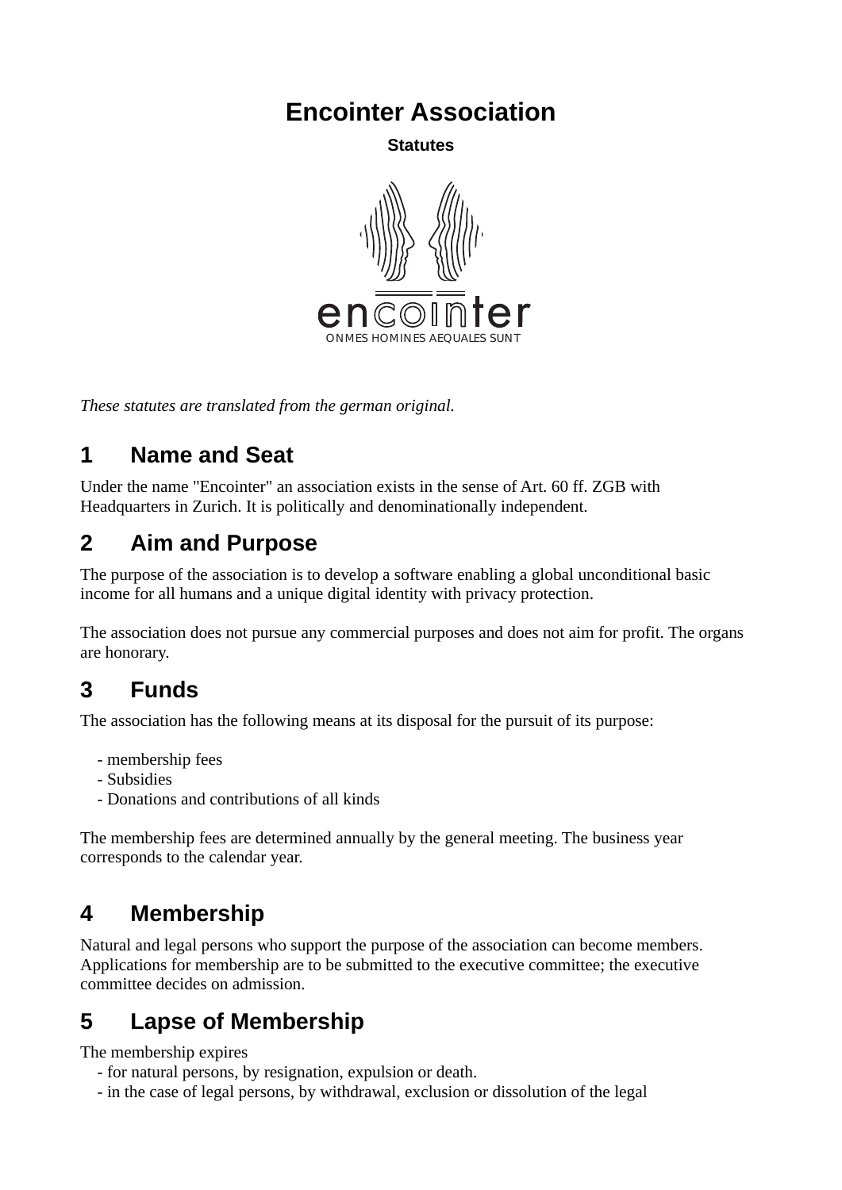# Encointer Association

**Statutes**

*These statutes are translated from the german original.*

## 1 Name and Seat

Under the name "Encointer" an association exists in the sense of Art. 60 ff. ZGB with Headquarters in Zurich. It is politically and denominationally independent.

## 2 Aim and Purpose

The purpose of the association is to develop a software enabling a global unconditional basic income for all humans and a unique digital identity with privacy protection.

The association does not pursue any commercial purposes and does not aim for profit. The organs are honorary.

## 3 Funds

The association has the following means at its disposal for the pursuit of its purpose:

- membership fees
- Subsidies
- Donations and contributions of all kinds

The membership fees are determined annually by the general meeting. The business year corresponds to the calendar year.

## 4 Membership

Natural and legal persons who support the purpose of the association can become members. Applications for membership are to be submitted to the executive committee; the executive committee decides on admission.

## 5 Lapse of Membership

The membership expires

- for natural persons, by resignation, expulsion or death.
- in the case of legal persons, by withdrawal, exclusion or dissolution of the legal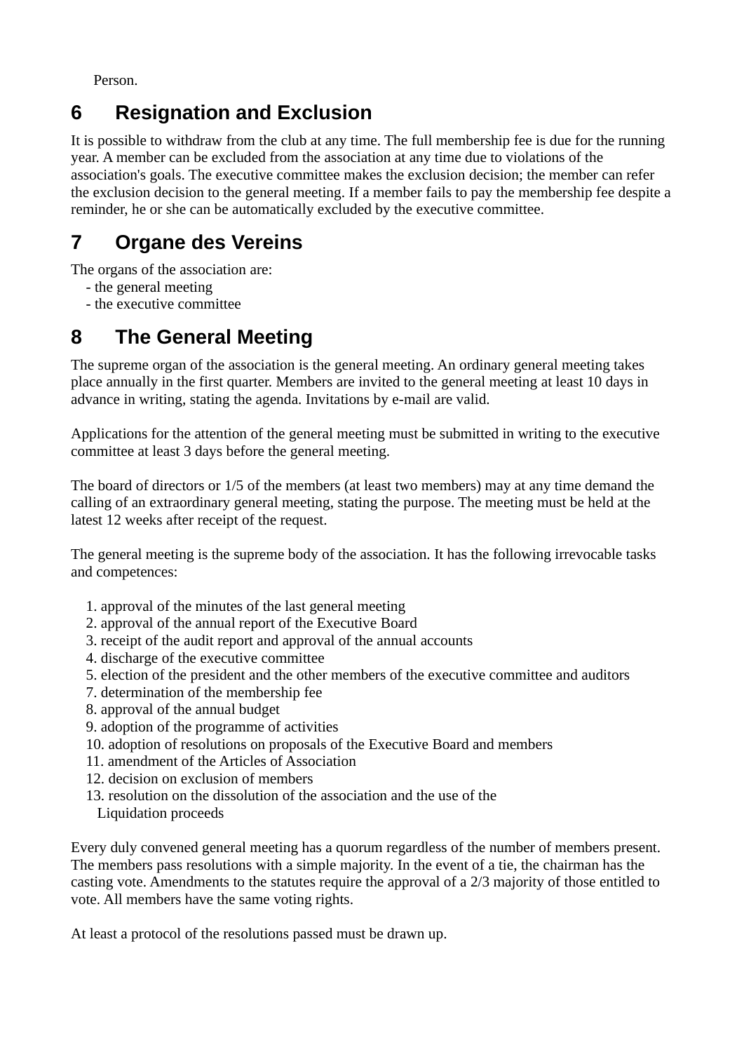Person.

## 6 Resignation and Exclusion

It is possible to withdraw from the club at any time. The full membership fee is due for the running year. A member can be excluded from the association at any time due to violations of the association's goals. The executive committee makes the exclusion decision; the member can refer the exclusion decision to the general meeting. If a member fails to pay the membership fee despite a reminder, he or she can be automatically excluded by the executive committee.

## 7 Organe des Vereins

The organs of the association are:
- the general meeting
- the executive committee

## 8 The General Meeting

The supreme organ of the association is the general meeting. An ordinary general meeting takes place annually in the first quarter. Members are invited to the general meeting at least 10 days in advance in writing, stating the agenda. Invitations by e-mail are valid.

Applications for the attention of the general meeting must be submitted in writing to the executive committee at least 3 days before the general meeting.

The board of directors or 1/5 of the members (at least two members) may at any time demand the calling of an extraordinary general meeting, stating the purpose. The meeting must be held at the latest 12 weeks after receipt of the request.

The general meeting is the supreme body of the association. It has the following irrevocable tasks and competences:

1. approval of the minutes of the last general meeting
2. approval of the annual report of the Executive Board
3. receipt of the audit report and approval of the annual accounts
4. discharge of the executive committee
5. election of the president and the other members of the executive committee and auditors
7. determination of the membership fee
8. approval of the annual budget
9. adoption of the programme of activities
10. adoption of resolutions on proposals of the Executive Board and members
11. amendment of the Articles of Association
12. decision on exclusion of members
13. resolution on the dissolution of the association and the use of the Liquidation proceeds

Every duly convened general meeting has a quorum regardless of the number of members present. The members pass resolutions with a simple majority. In the event of a tie, the chairman has the casting vote. Amendments to the statutes require the approval of a 2/3 majority of those entitled to vote. All members have the same voting rights.

At least a protocol of the resolutions passed must be drawn up.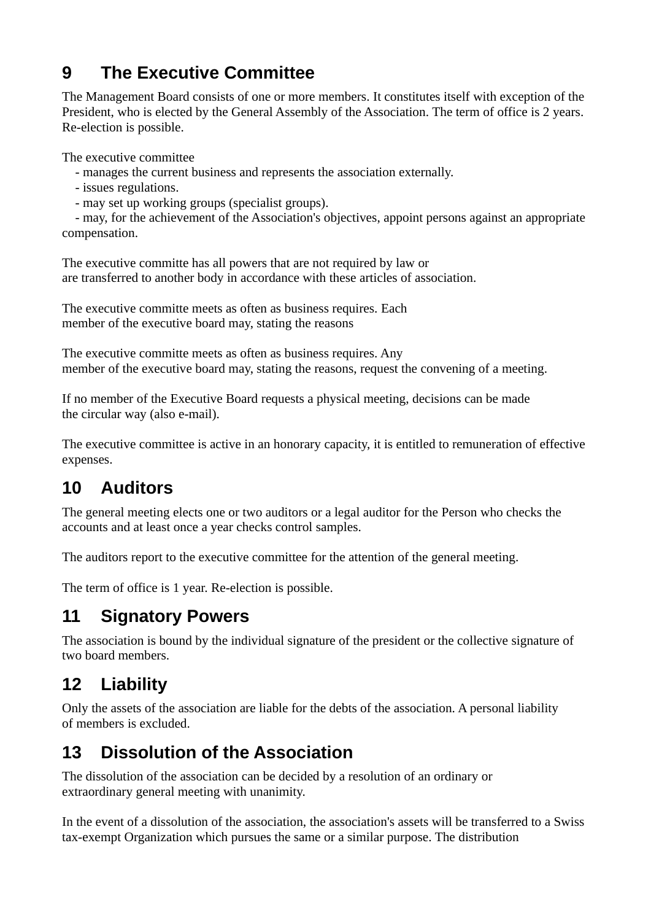## 9 The Executive Committee

The Management Board consists of one or more members. It constitutes itself with exception of the President, who is elected by the General Assembly of the Association. The term of office is 2 years. Re-election is possible.

The executive committee

- manages the current business and represents the association externally.
- issues regulations.
- may set up working groups (specialist groups).
- may, for the achievement of the Association's objectives, appoint persons against an appropriate compensation.

The executive committe has all powers that are not required by law or
are transferred to another body in accordance with these articles of association.

The executive committe meets as often as business requires. Each
member of the executive board may, stating the reasons

The executive committe meets as often as business requires. Any
member of the executive board may, stating the reasons, request the convening of a meeting.

If no member of the Executive Board requests a physical meeting, decisions can be made
the circular way (also e-mail).

The executive committee is active in an honorary capacity, it is entitled to remuneration of effective expenses.

## 10 Auditors

The general meeting elects one or two auditors or a legal auditor for the Person who checks the accounts and at least once a year checks control samples.

The auditors report to the executive committee for the attention of the general meeting.

The term of office is 1 year. Re-election is possible.

## 11 Signatory Powers

The association is bound by the individual signature of the president or the collective signature of two board members.

## 12 Liability

Only the assets of the association are liable for the debts of the association. A personal liability
of members is excluded.

## 13 Dissolution of the Association

The dissolution of the association can be decided by a resolution of an ordinary or
extraordinary general meeting with unanimity.

In the event of a dissolution of the association, the association's assets will be transferred to a Swiss tax-exempt Organization which pursues the same or a similar purpose. The distribution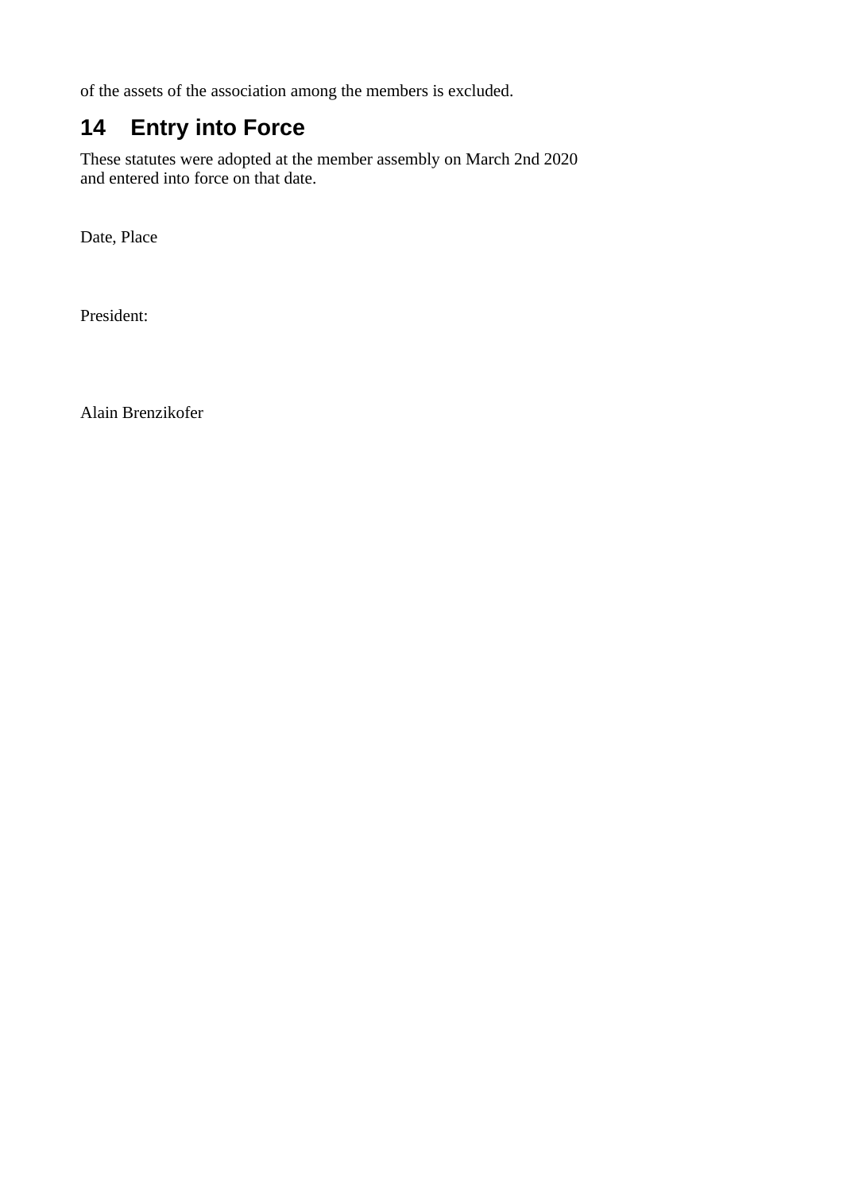of the assets of the association among the members is excluded.

## 14 Entry into Force

These statutes were adopted at the member assembly on March 2nd 2020 and entered into force on that date.

Date, Place

President:

Alain Brenzikofer